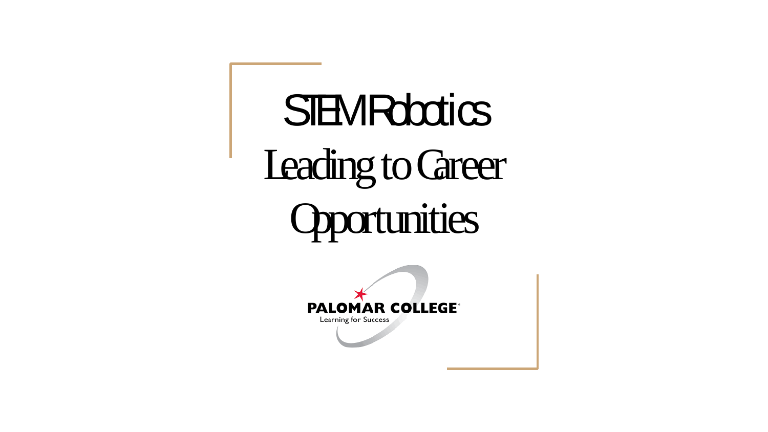# STEM Robotics Leading to Career Opportunities

PALOMAR COLLEGE

Learning for Success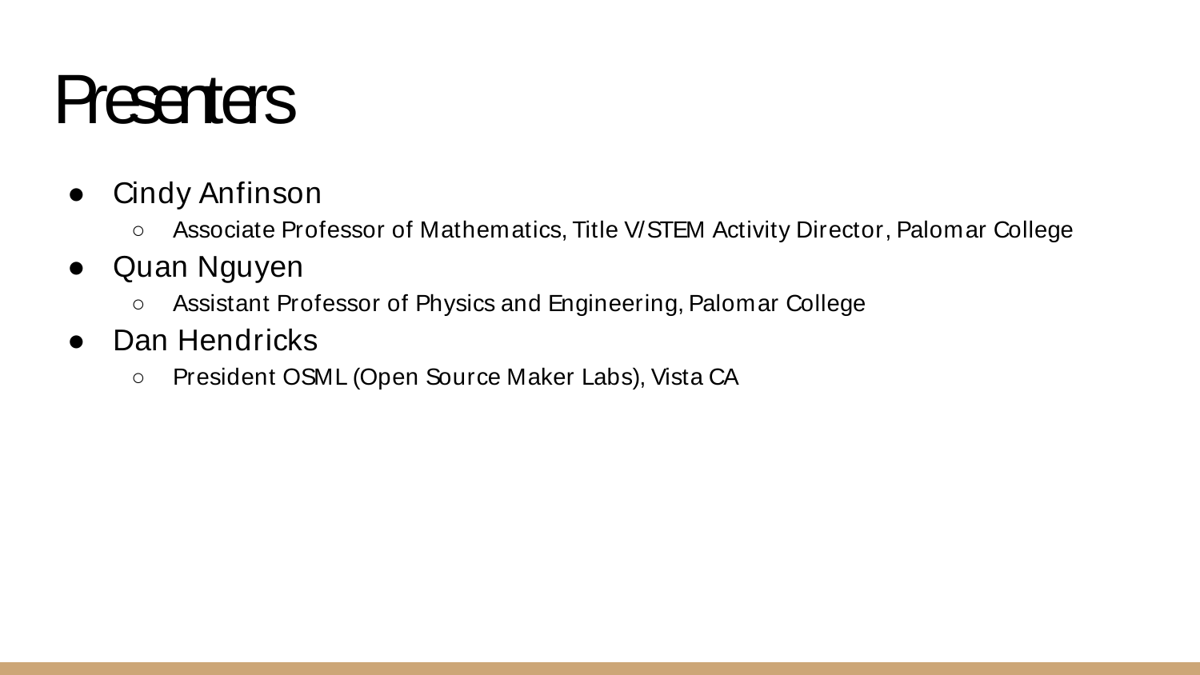# Presenters

- Cindy Anfinson
  - Associate Professor of Mathematics, Title V/STEM Activity Director, Palomar College
- Quan Nguyen
  - Assistant Professor of Physics and Engineering, Palomar College
- Dan Hendricks
  - President OSML (Open Source Maker Labs), Vista CA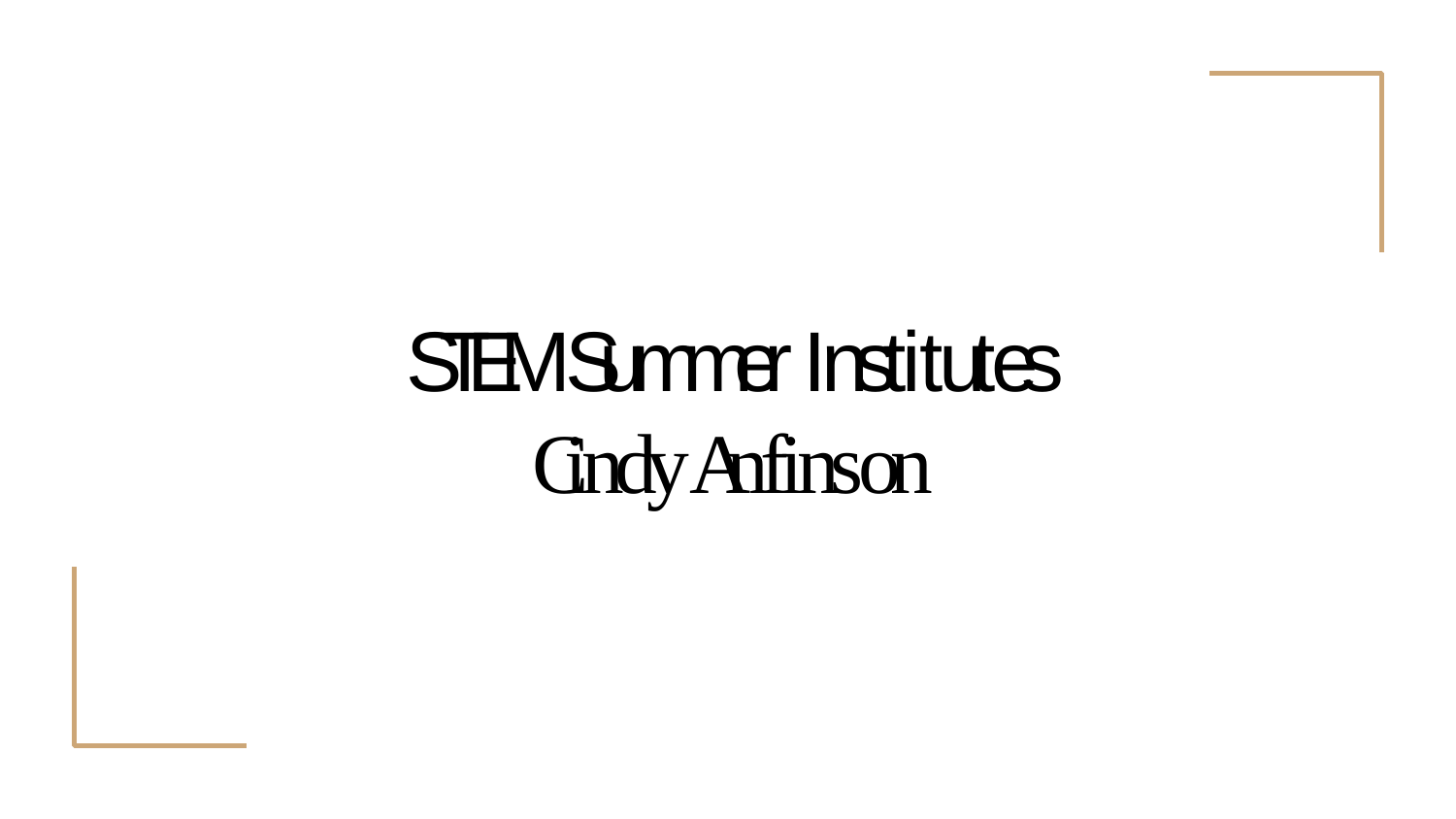# STEM Summer Institutes

Cindy Anfinson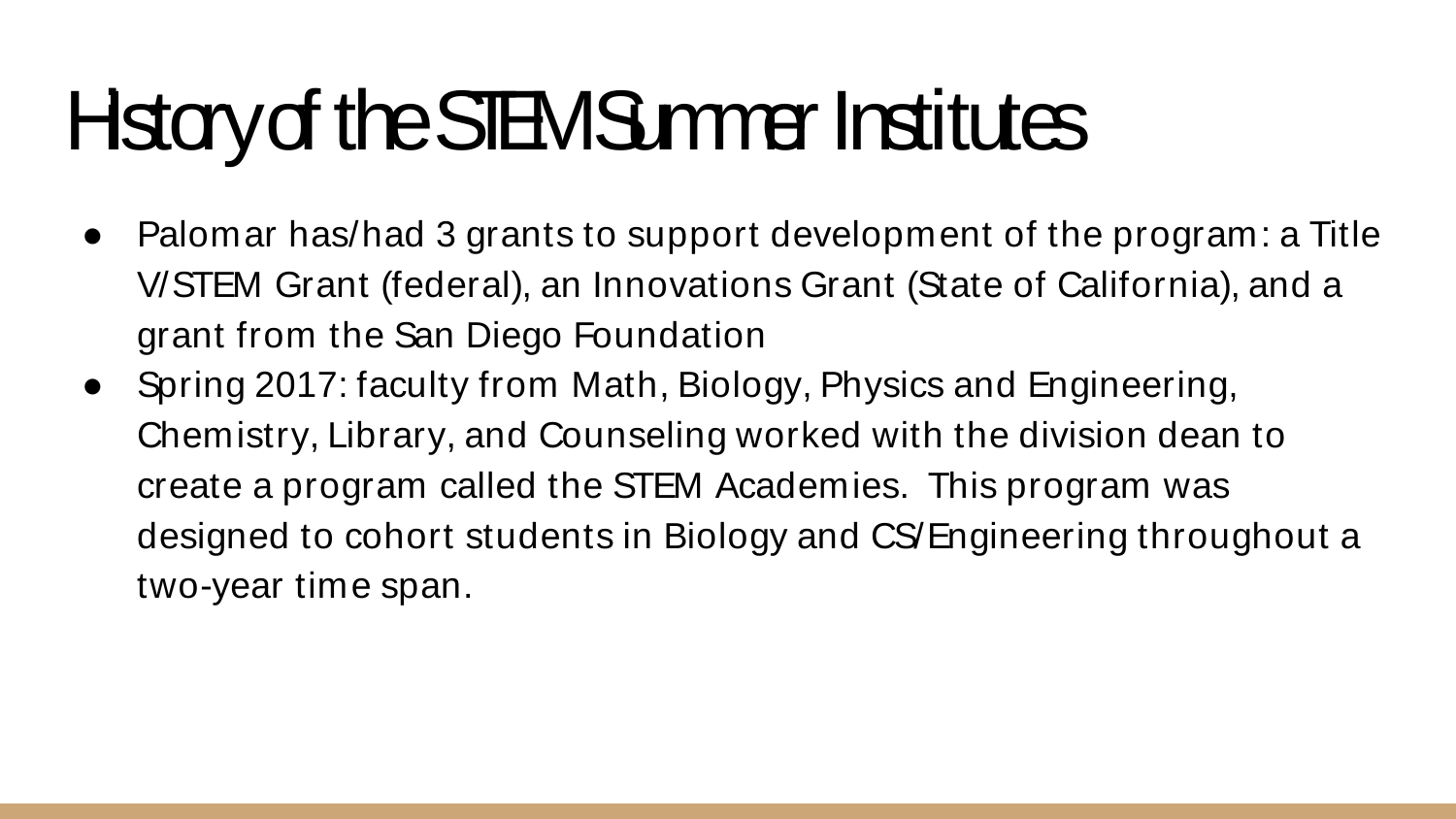# History of the STEM Summer Institutes

- Palomar has/had 3 grants to support development of the program: a Title V/STEM Grant (federal), an Innovations Grant (State of California), and a grant from the San Diego Foundation
- Spring 2017: faculty from Math, Biology, Physics and Engineering, Chemistry, Library, and Counseling worked with the division dean to create a program called the STEM Academies. This program was designed to cohort students in Biology and CS/Engineering throughout a two-year time span.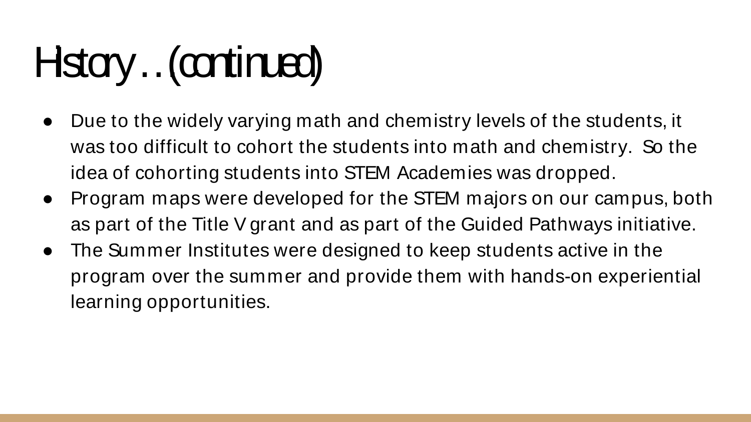# History…(continued)

- Due to the widely varying math and chemistry levels of the students, it was too difficult to cohort the students into math and chemistry. So the idea of cohorting students into STEM Academies was dropped.
- Program maps were developed for the STEM majors on our campus, both as part of the Title V grant and as part of the Guided Pathways initiative.
- The Summer Institutes were designed to keep students active in the program over the summer and provide them with hands-on experiential learning opportunities.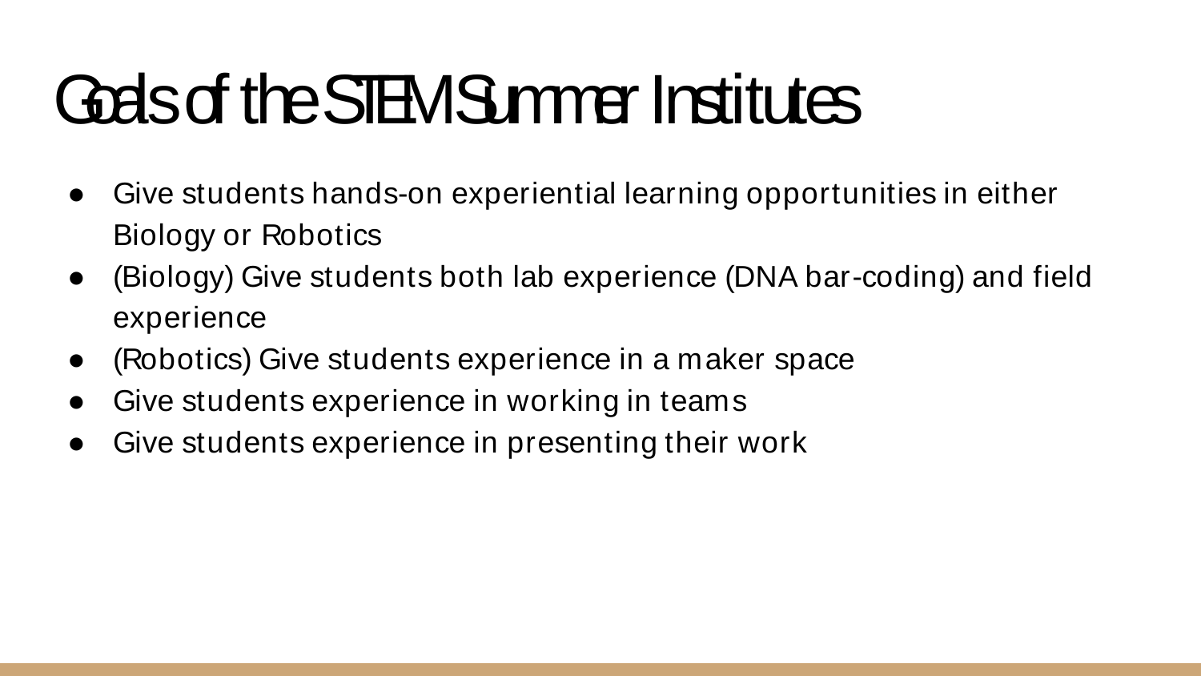# Goals of the STEM Summer Institutes

- Give students hands-on experiential learning opportunities in either Biology or Robotics
- (Biology) Give students both lab experience (DNA bar-coding) and field experience
- (Robotics) Give students experience in a maker space
- Give students experience in working in teams
- Give students experience in presenting their work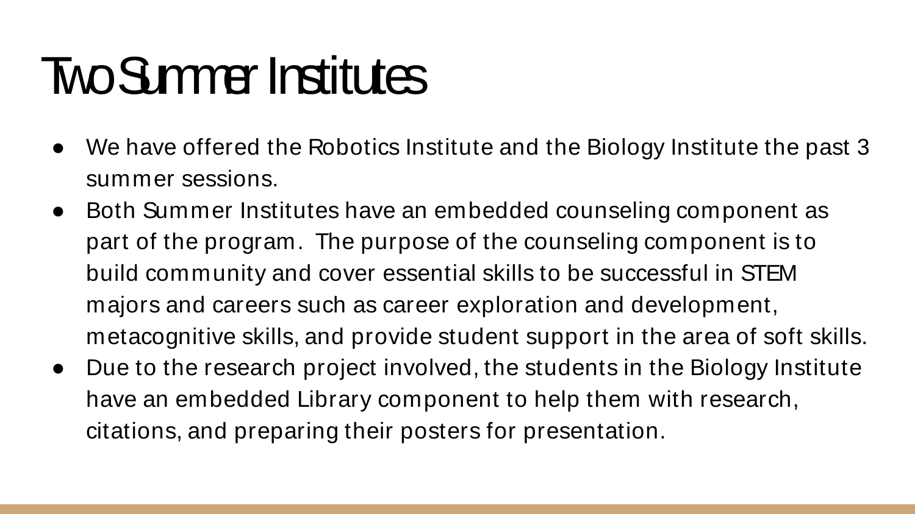# Two Summer Institutes

- We have offered the Robotics Institute and the Biology Institute the past 3 summer sessions.
- Both Summer Institutes have an embedded counseling component as part of the program. The purpose of the counseling component is to build community and cover essential skills to be successful in STEM majors and careers such as career exploration and development, metacognitive skills, and provide student support in the area of soft skills.
- Due to the research project involved, the students in the Biology Institute have an embedded Library component to help them with research, citations, and preparing their posters for presentation.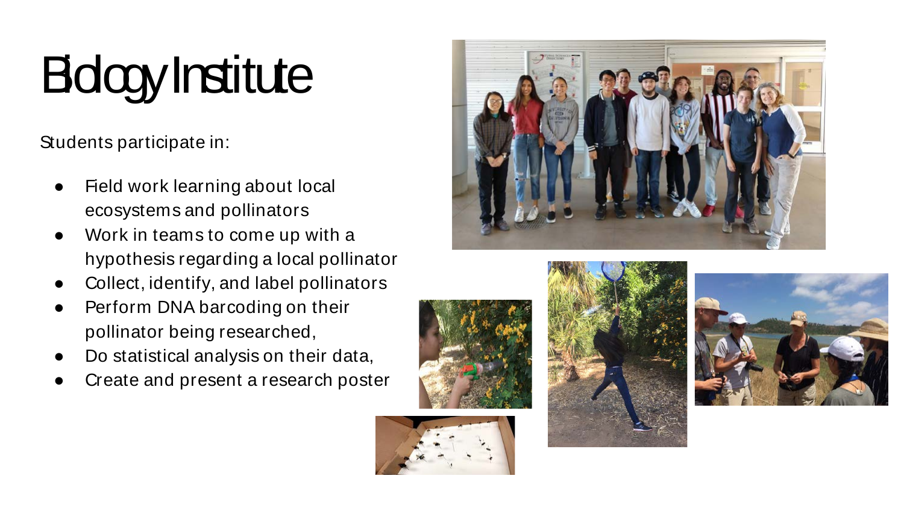# Biology Institute

Students participate in:

- Field work learning about local ecosystems and pollinators
- Work in teams to come up with a hypothesis regarding a local pollinator
- Collect, identify, and label pollinators
- Perform DNA barcoding on their pollinator being researched,
- Do statistical analysis on their data,
- Create and present a research poster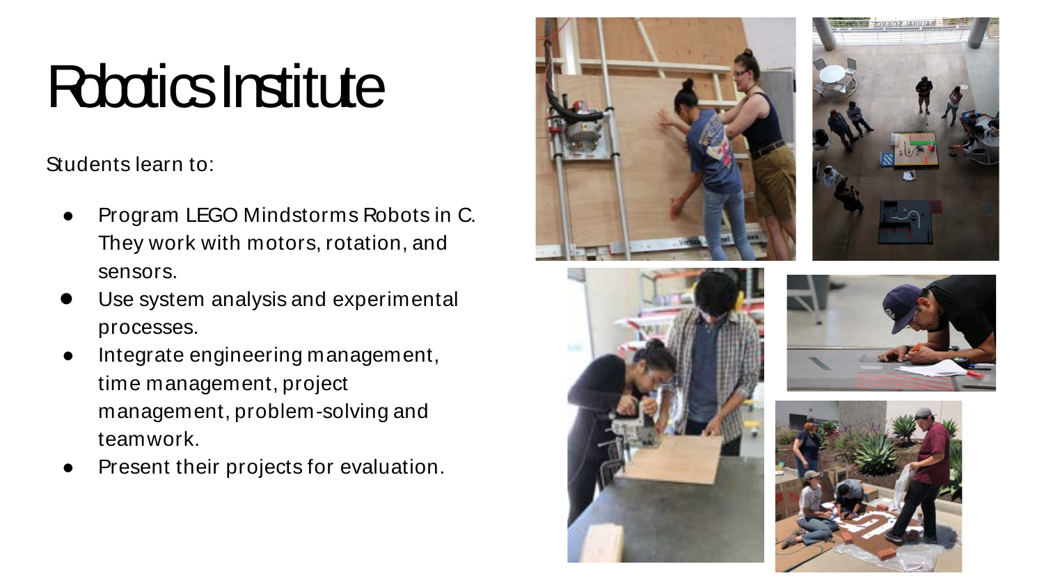# Robotics Institute

Students learn to:

- Program LEGO Mindstorms Robots in C. They work with motors, rotation, and sensors.
- Use system analysis and experimental processes.
- Integrate engineering management, time management, project management, problem-solving and teamwork.
- Present their projects for evaluation.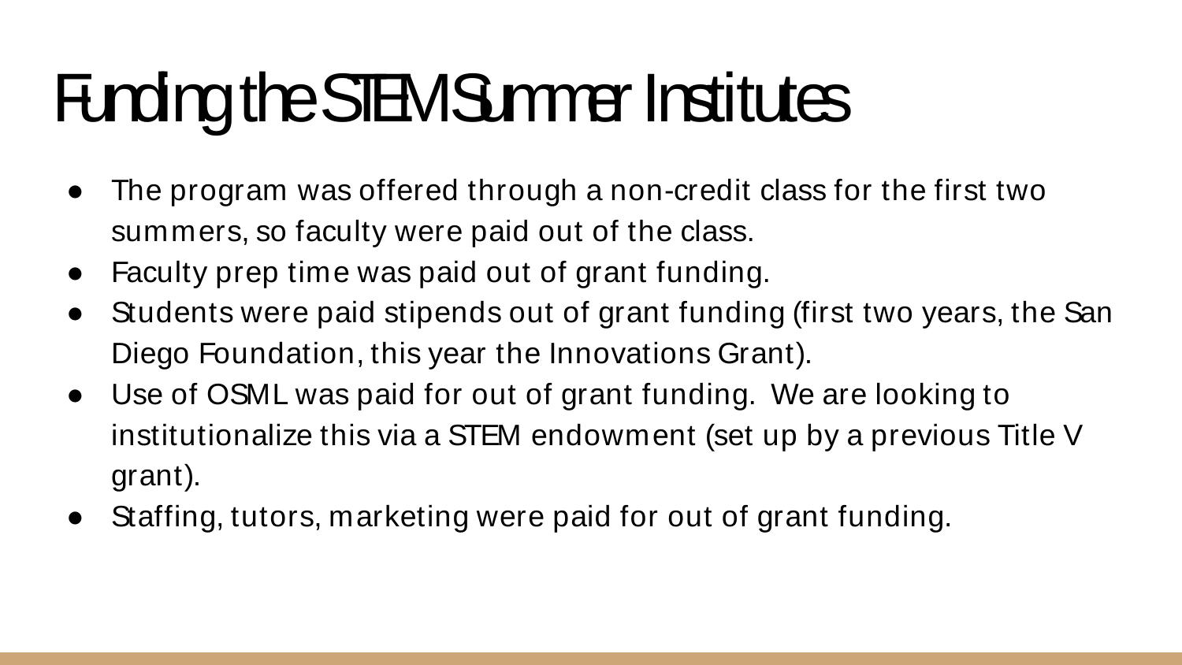# Funding the STEM Summer Institutes

- The program was offered through a non-credit class for the first two summers, so faculty were paid out of the class.
- Faculty prep time was paid out of grant funding.
- Students were paid stipends out of grant funding (first two years, the San Diego Foundation, this year the Innovations Grant).
- Use of OSML was paid for out of grant funding. We are looking to institutionalize this via a STEM endowment (set up by a previous Title V grant).
- Staffing, tutors, marketing were paid for out of grant funding.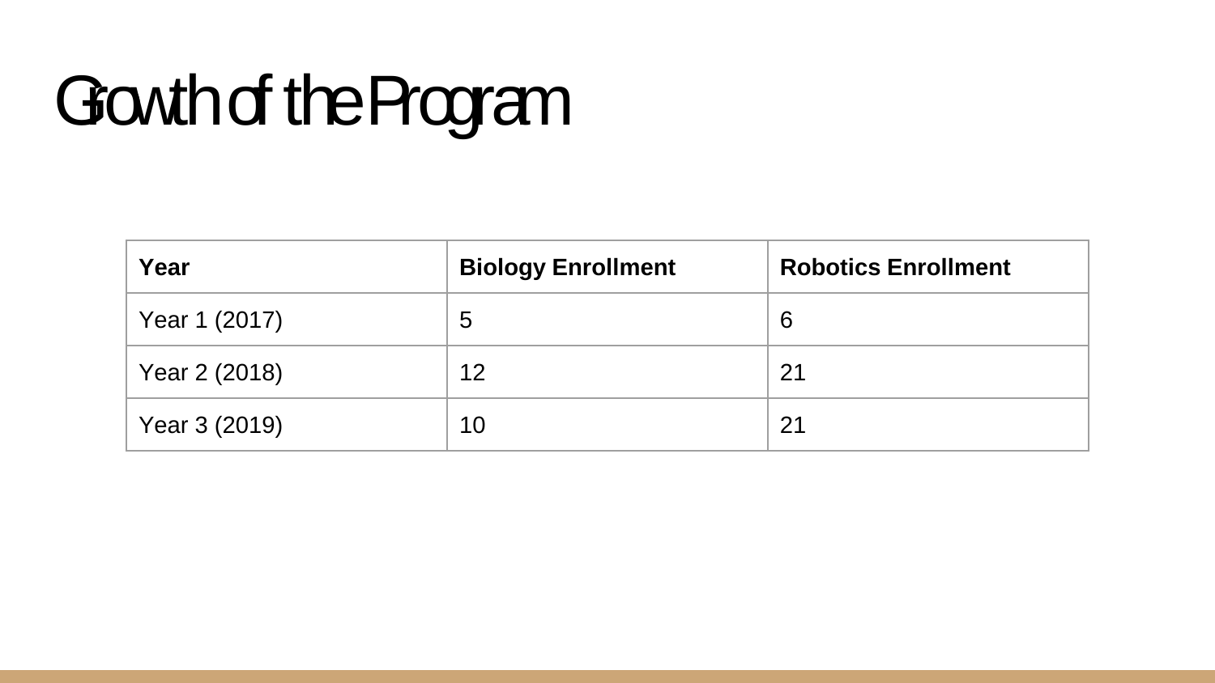# Growth of the Program

| Year | Biology Enrollment | Robotics Enrollment |
|---|---|---|
| Year 1 (2017) | 5 | 6 |
| Year 2 (2018) | 12 | 21 |
| Year 3 (2019) | 10 | 21 |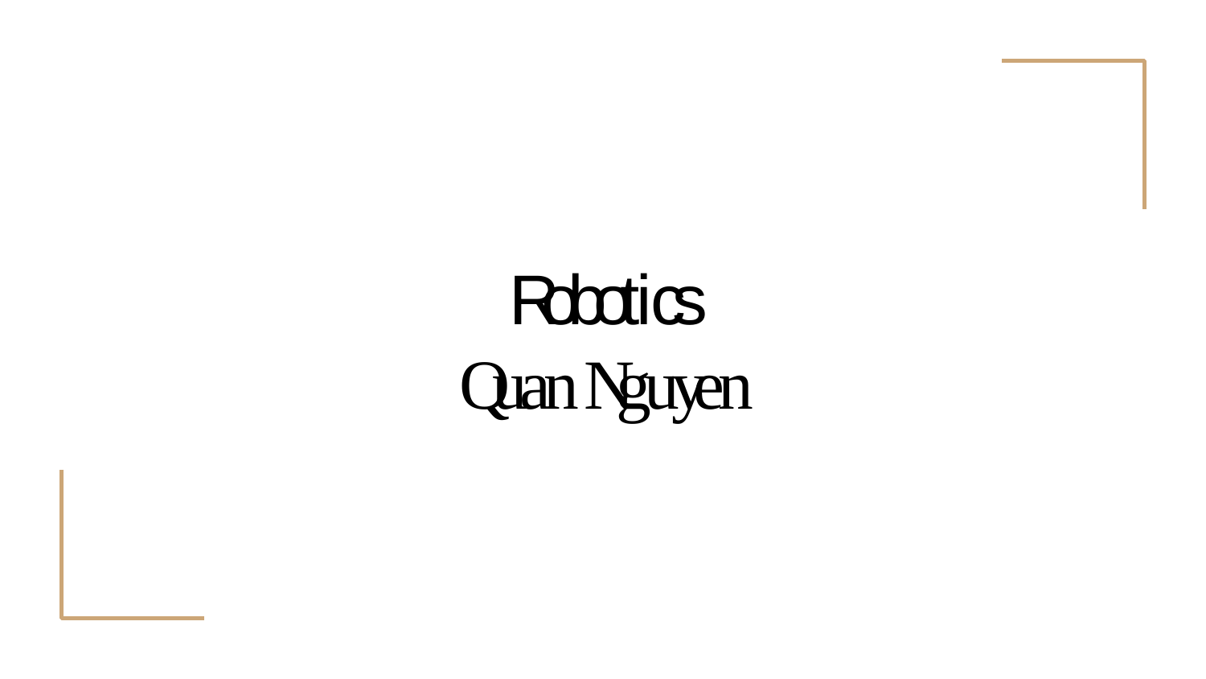# Robotics

Quan Nguyen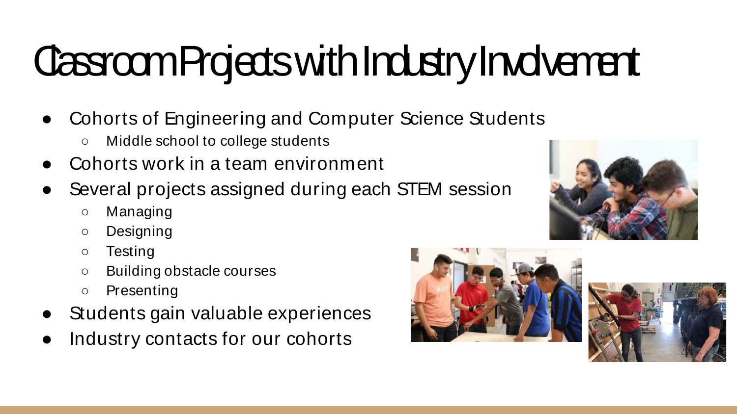# Classroom Projects with Industry Involvement

- Cohorts of Engineering and Computer Science Students
  - Middle school to college students
- Cohorts work in a team environment
- Several projects assigned during each STEM session
  - Managing
  - Designing
  - Testing
  - Building obstacle courses
  - Presenting
- Students gain valuable experiences
- Industry contacts for our cohorts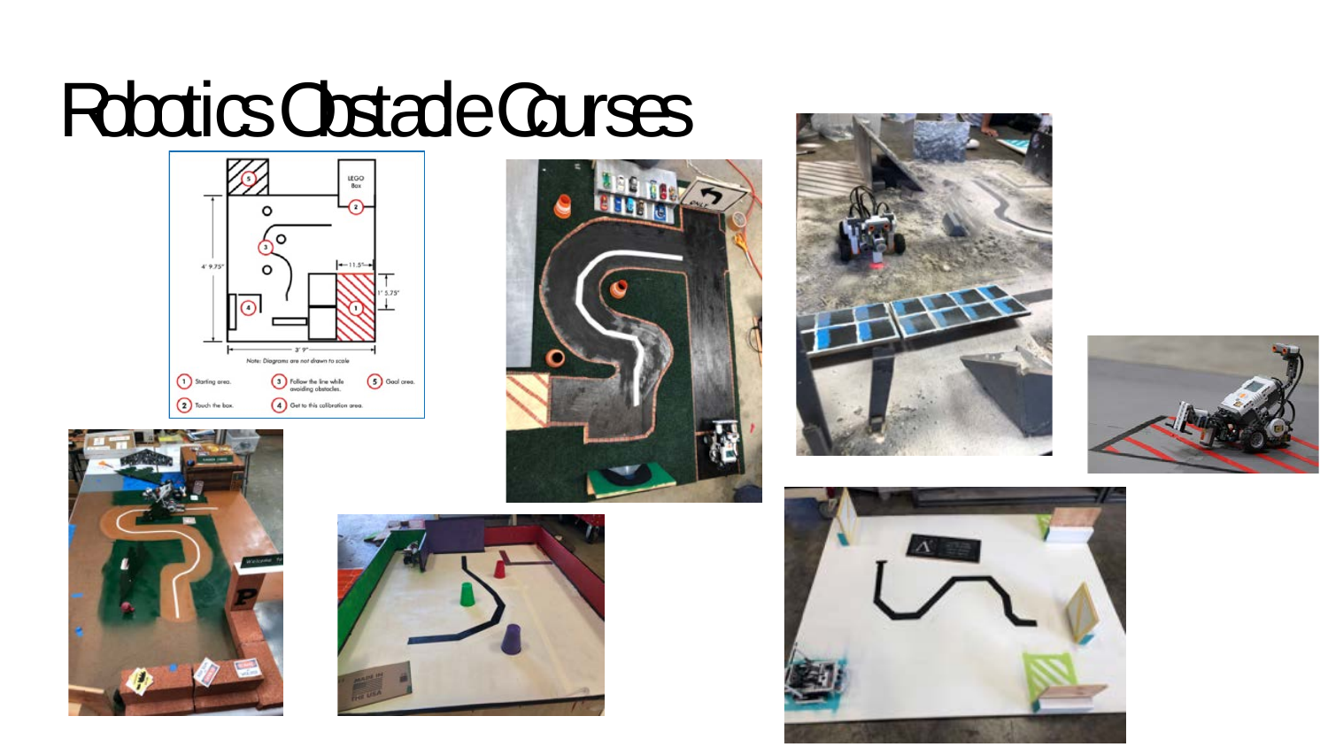# Robotics Obstacle Courses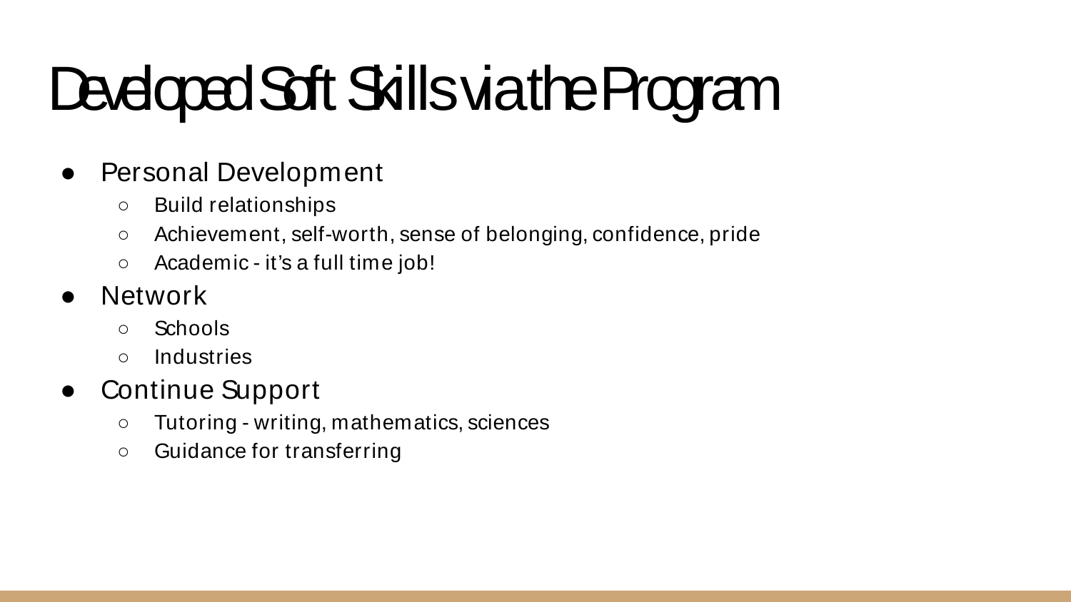# Developed Soft Skills via the Program

- Personal Development
  - Build relationships
  - Achievement, self-worth, sense of belonging, confidence, pride
  - Academic - it's a full time job!
- Network
  - Schools
  - Industries
- Continue Support
  - Tutoring - writing, mathematics, sciences
  - Guidance for transferring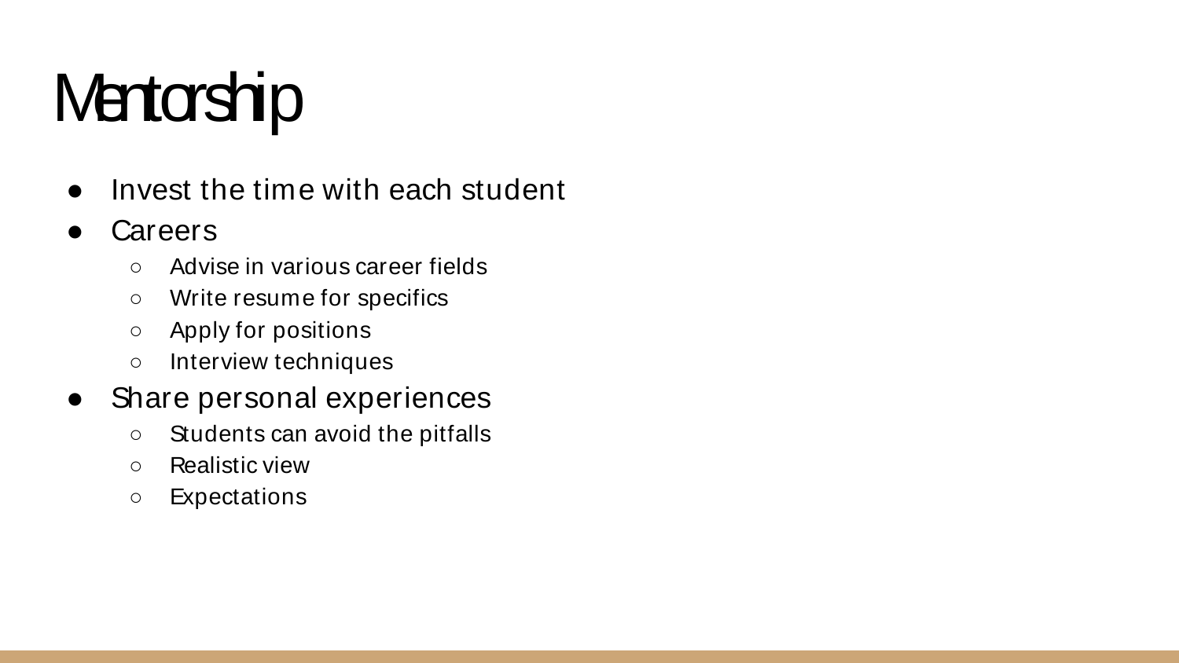# Mentorship

- Invest the time with each student
- Careers
  - Advise in various career fields
  - Write resume for specifics
  - Apply for positions
  - Interview techniques
- Share personal experiences
  - Students can avoid the pitfalls
  - Realistic view
  - Expectations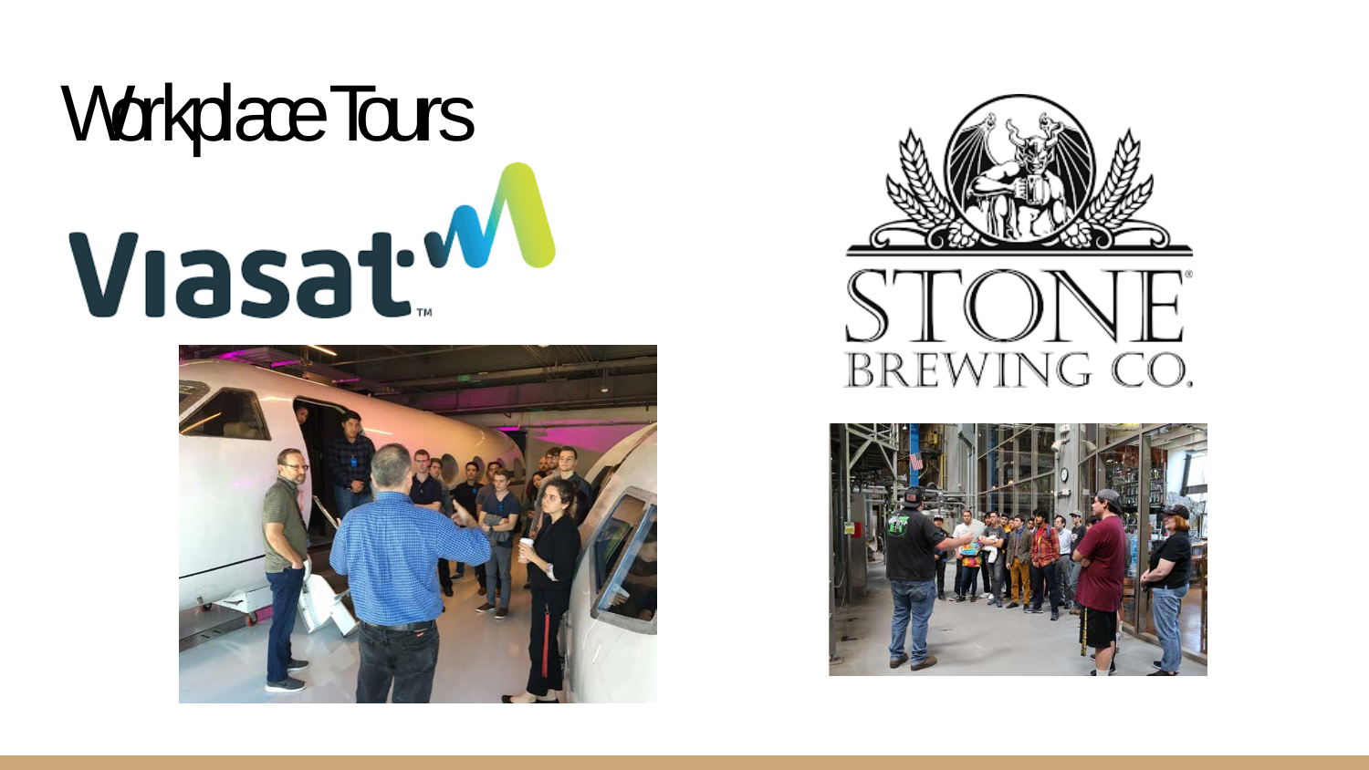# Workplace Tours

Viasat

STONE BREWING CO.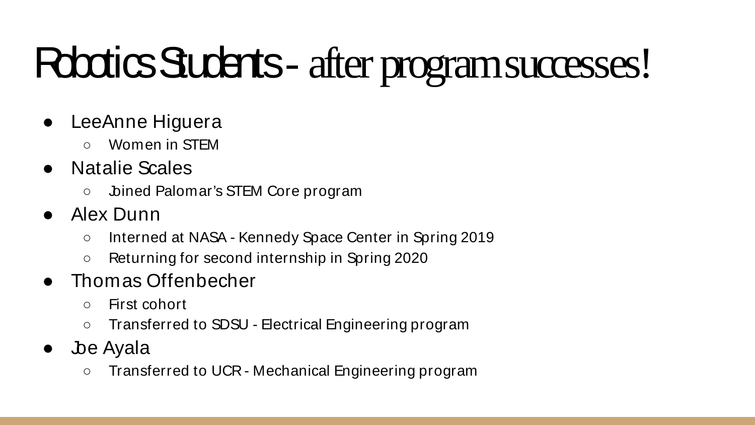# Robotics Students - after program successes!

- LeeAnne Higuera
  - Women in STEM
- Natalie Scales
  - Joined Palomar's STEM Core program
- Alex Dunn
  - Interned at NASA - Kennedy Space Center in Spring 2019
  - Returning for second internship in Spring 2020
- Thomas Offenbecher
  - First cohort
  - Transferred to SDSU - Electrical Engineering program
- Joe Ayala
  - Transferred to UCR - Mechanical Engineering program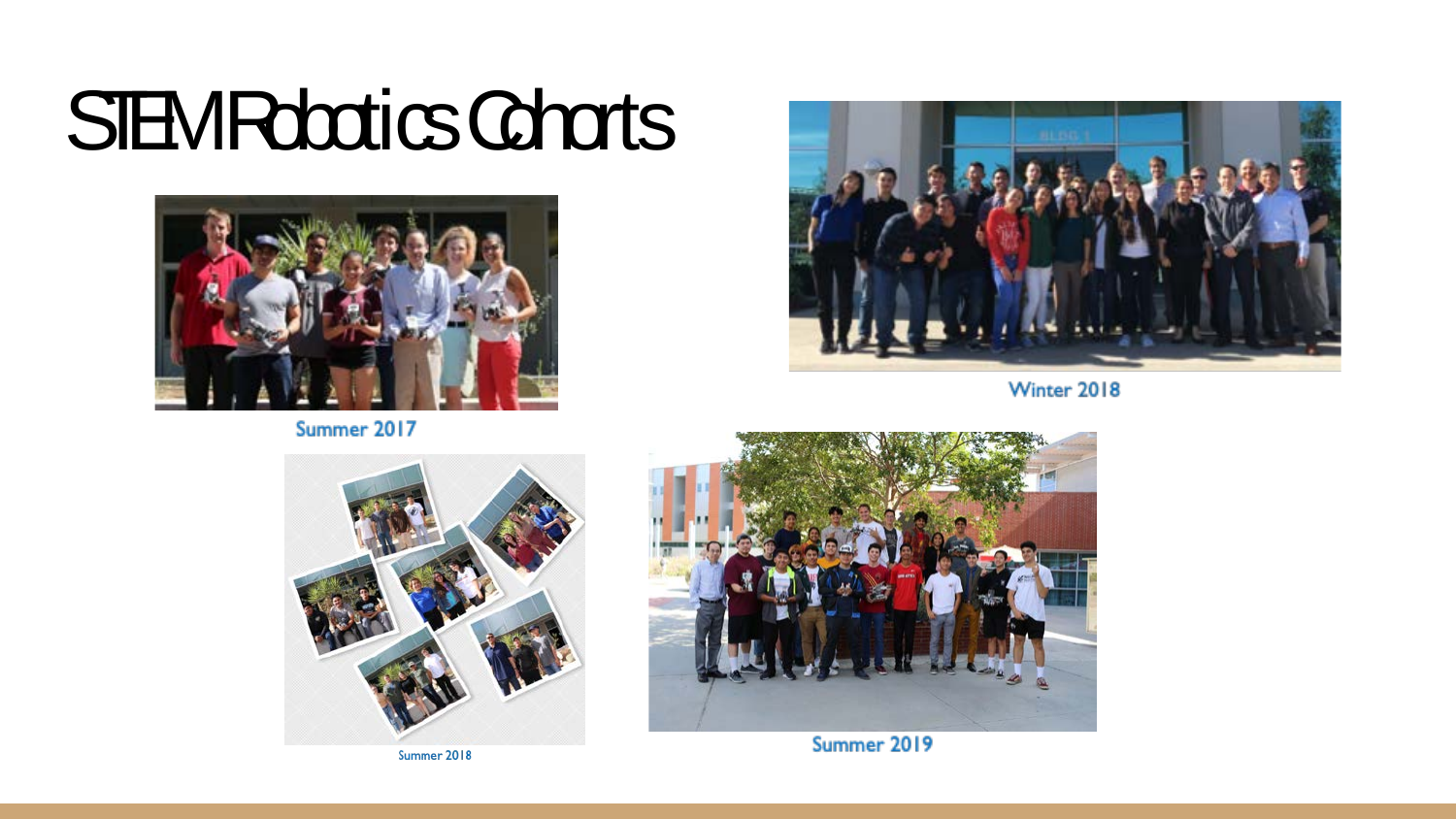# STEM Robotics Cohorts

Summer 2017

Winter 2018

Summer 2018

Summer 2019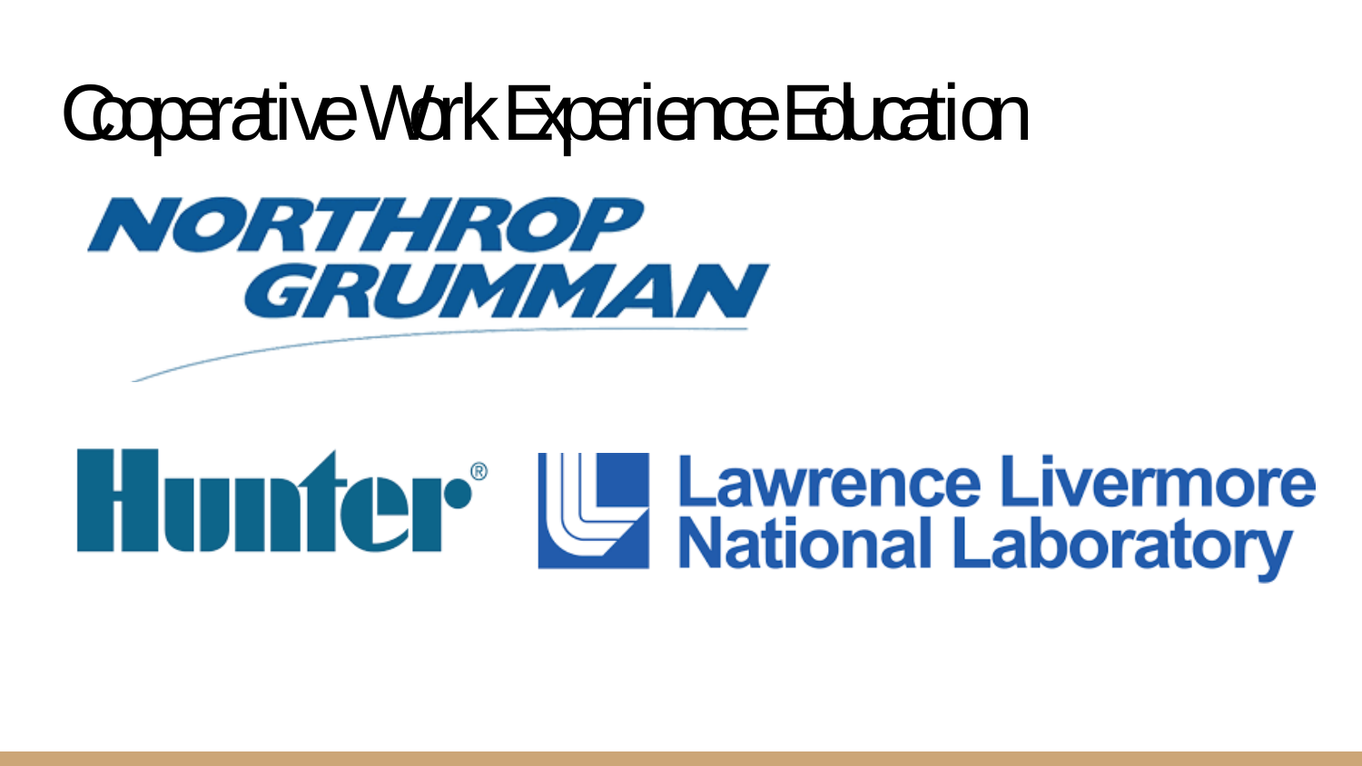# Cooperative Work Experience Education

NORTHROP GRUMMAN

Hunter®

Lawrence Livermore National Laboratory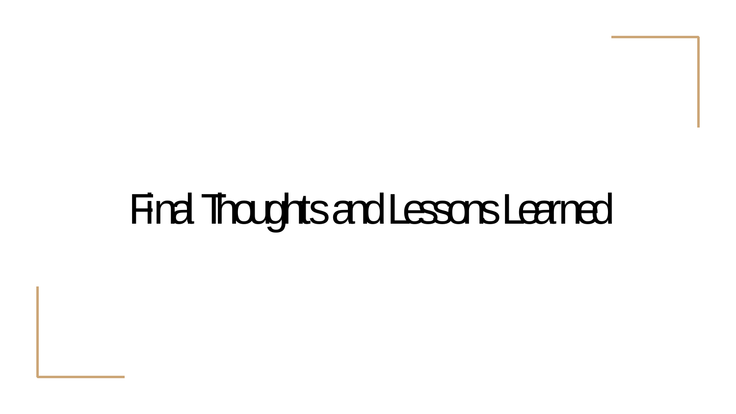# Final Thoughts and Lessons Learned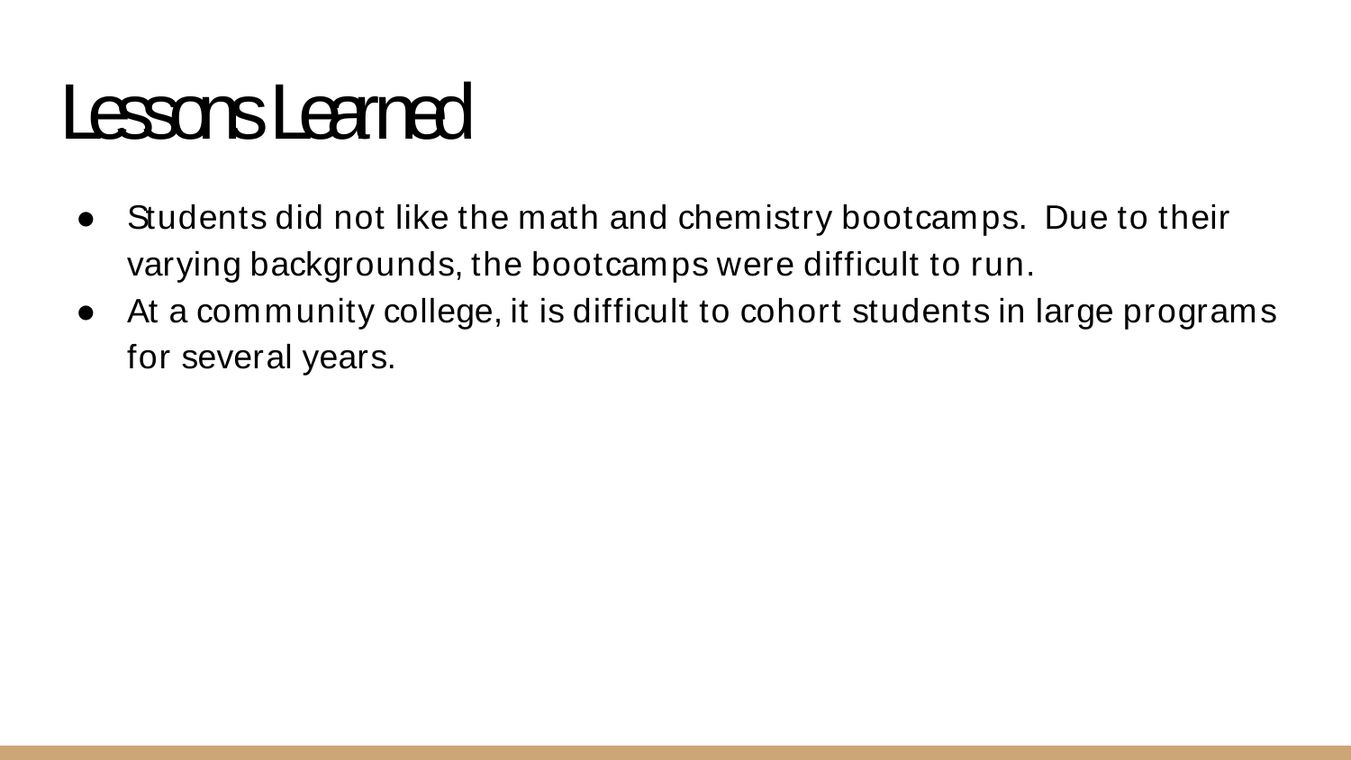# Lessons Learned

- Students did not like the math and chemistry bootcamps.  Due to their varying backgrounds, the bootcamps were difficult to run.
- At a community college, it is difficult to cohort students in large programs for several years.